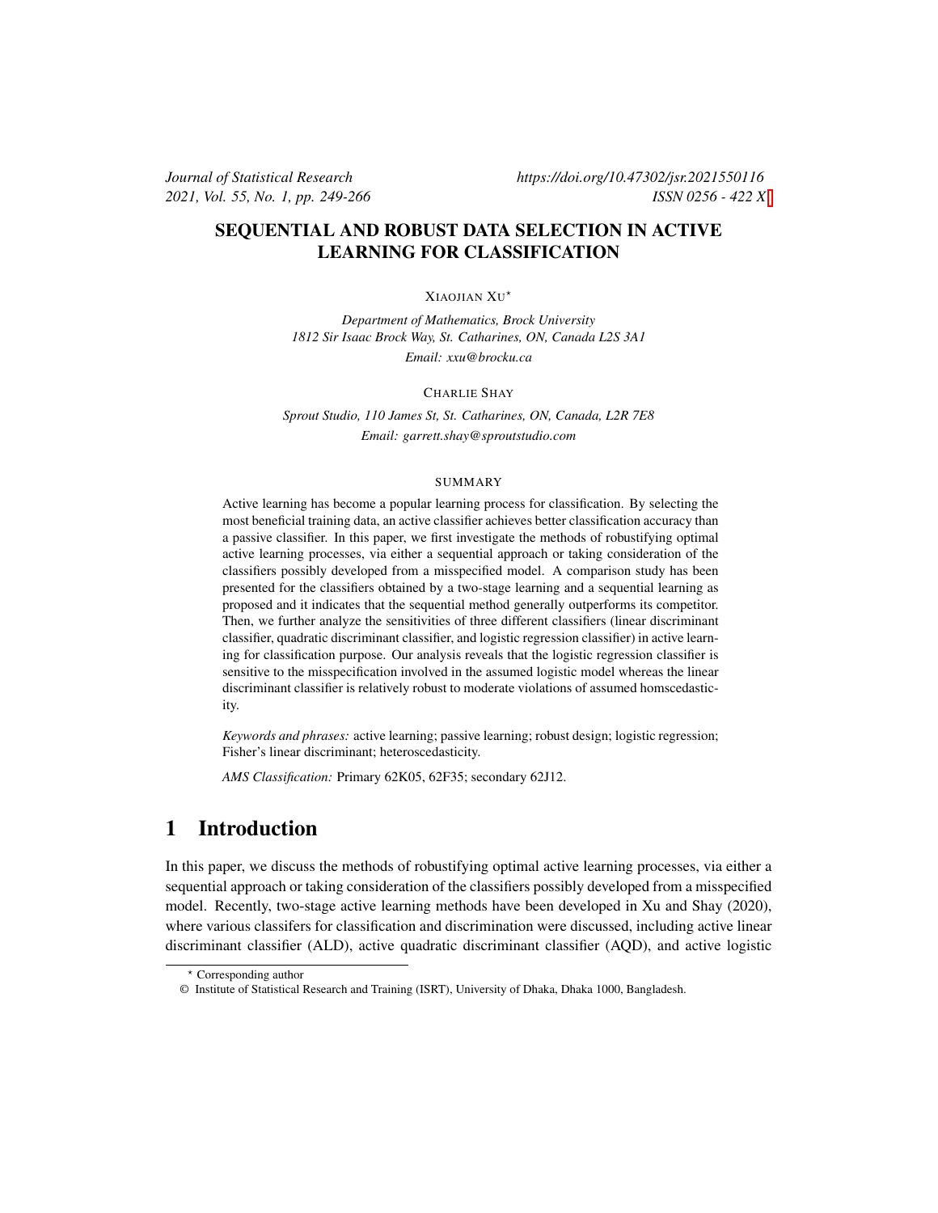# SEQUENTIAL AND ROBUST DATA SELECTION IN ACTIVE LEARNING FOR CLASSIFICATION

XIAOJIAN XU*

*Department of Mathematics, Brock University*
*1812 Sir Isaac Brock Way, St. Catharines, ON, Canada L2S 3A1*
*Email: xxu@brocku.ca*

CHARLIE SHAY

*Sprout Studio, 110 James St, St. Catharines, ON, Canada, L2R 7E8*
*Email: garrett.shay@sproutstudio.com*

SUMMARY

Active learning has become a popular learning process for classification. By selecting the most beneficial training data, an active classifier achieves better classification accuracy than a passive classifier. In this paper, we first investigate the methods of robustifying optimal active learning processes, via either a sequential approach or taking consideration of the classifiers possibly developed from a misspecified model. A comparison study has been presented for the classifiers obtained by a two-stage learning and a sequential learning as proposed and it indicates that the sequential method generally outperforms its competitor. Then, we further analyze the sensitivities of three different classifiers (linear discriminant classifier, quadratic discriminant classifier, and logistic regression classifier) in active learning for classification purpose. Our analysis reveals that the logistic regression classifier is sensitive to the misspecification involved in the assumed logistic model whereas the linear discriminant classifier is relatively robust to moderate violations of assumed homscedasticity.

*Keywords and phrases:* active learning; passive learning; robust design; logistic regression; Fisher's linear discriminant; heteroscedasticity.

*AMS Classification:* Primary 62K05, 62F35; secondary 62J12.

## 1 Introduction

In this paper, we discuss the methods of robustifying optimal active learning processes, via either a sequential approach or taking consideration of the classifiers possibly developed from a misspecified model. Recently, two-stage active learning methods have been developed in Xu and Shay (2020), where various classifers for classification and discrimination were discussed, including active linear discriminant classifier (ALD), active quadratic discriminant classifier (AQD), and active logistic

* Corresponding author

© Institute of Statistical Research and Training (ISRT), University of Dhaka, Dhaka 1000, Bangladesh.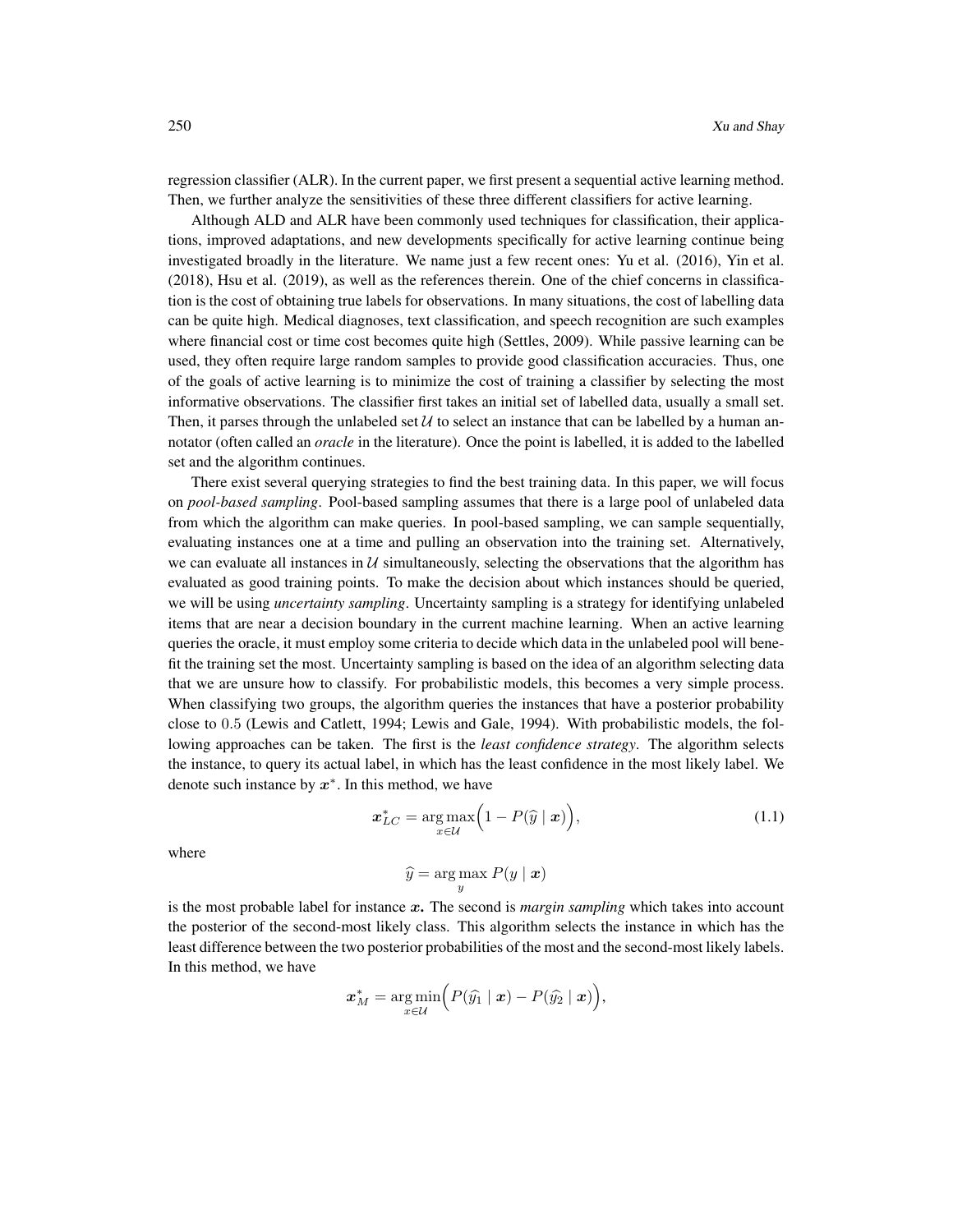regression classifier (ALR). In the current paper, we first present a sequential active learning method. Then, we further analyze the sensitivities of these three different classifiers for active learning.

Although ALD and ALR have been commonly used techniques for classification, their applications, improved adaptations, and new developments specifically for active learning continue being investigated broadly in the literature. We name just a few recent ones: Yu et al. (2016), Yin et al. (2018), Hsu et al. (2019), as well as the references therein. One of the chief concerns in classification is the cost of obtaining true labels for observations. In many situations, the cost of labelling data can be quite high. Medical diagnoses, text classification, and speech recognition are such examples where financial cost or time cost becomes quite high (Settles, 2009). While passive learning can be used, they often require large random samples to provide good classification accuracies. Thus, one of the goals of active learning is to minimize the cost of training a classifier by selecting the most informative observations. The classifier first takes an initial set of labelled data, usually a small set. Then, it parses through the unlabeled set $\mathcal{U}$ to select an instance that can be labelled by a human annotator (often called an *oracle* in the literature). Once the point is labelled, it is added to the labelled set and the algorithm continues.

There exist several querying strategies to find the best training data. In this paper, we will focus on *pool-based sampling*. Pool-based sampling assumes that there is a large pool of unlabeled data from which the algorithm can make queries. In pool-based sampling, we can sample sequentially, evaluating instances one at a time and pulling an observation into the training set. Alternatively, we can evaluate all instances in $\mathcal{U}$ simultaneously, selecting the observations that the algorithm has evaluated as good training points. To make the decision about which instances should be queried, we will be using *uncertainty sampling*. Uncertainty sampling is a strategy for identifying unlabeled items that are near a decision boundary in the current machine learning. When an active learning queries the oracle, it must employ some criteria to decide which data in the unlabeled pool will benefit the training set the most. Uncertainty sampling is based on the idea of an algorithm selecting data that we are unsure how to classify. For probabilistic models, this becomes a very simple process. When classifying two groups, the algorithm queries the instances that have a posterior probability close to $0.5$ (Lewis and Catlett, 1994; Lewis and Gale, 1994). With probabilistic models, the following approaches can be taken. The first is the *least confidence strategy*. The algorithm selects the instance, to query its actual label, in which has the least confidence in the most likely label. We denote such instance by $\boldsymbol{x}^*$. In this method, we have

$$\boldsymbol{x}^*_{LC} = \underset{x \in \mathcal{U}}{\arg\max}\Big(1 - P(\widehat{y} \mid \boldsymbol{x})\Big), \tag{1.1}$$

where

$$\widehat{y} = \arg\max_{y} P(y \mid \boldsymbol{x})$$

is the most probable label for instance $\boldsymbol{x}$. The second is *margin sampling* which takes into account the posterior of the second-most likely class. This algorithm selects the instance in which has the least difference between the two posterior probabilities of the most and the second-most likely labels. In this method, we have

$$\boldsymbol{x}^*_{M} = \underset{x \in \mathcal{U}}{\arg\min}\Big(P(\widehat{y_1} \mid \boldsymbol{x}) - P(\widehat{y_2} \mid \boldsymbol{x})\Big),$$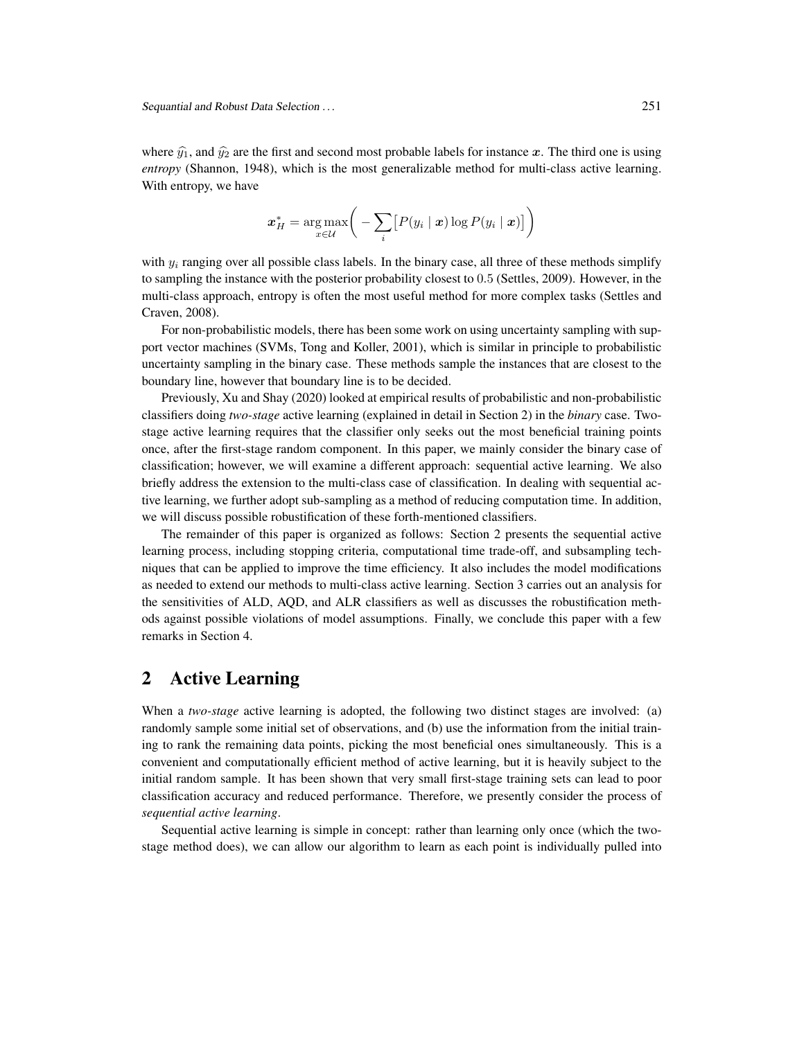where $\widehat{y}_1$, and $\widehat{y}_2$ are the first and second most probable labels for instance $\boldsymbol{x}$. The third one is using *entropy* (Shannon, 1948), which is the most generalizable method for multi-class active learning. With entropy, we have

$$\boldsymbol{x}_H^* = \underset{x \in \mathcal{U}}{\arg\max}\bigg( -\sum_i \big[ P(y_i \mid \boldsymbol{x}) \log P(y_i \mid \boldsymbol{x}) \big] \bigg)$$

with $y_i$ ranging over all possible class labels. In the binary case, all three of these methods simplify to sampling the instance with the posterior probability closest to $0.5$ (Settles, 2009). However, in the multi-class approach, entropy is often the most useful method for more complex tasks (Settles and Craven, 2008).

For non-probabilistic models, there has been some work on using uncertainty sampling with support vector machines (SVMs, Tong and Koller, 2001), which is similar in principle to probabilistic uncertainty sampling in the binary case. These methods sample the instances that are closest to the boundary line, however that boundary line is to be decided.

Previously, Xu and Shay (2020) looked at empirical results of probabilistic and non-probabilistic classifiers doing *two-stage* active learning (explained in detail in Section 2) in the *binary* case. Two-stage active learning requires that the classifier only seeks out the most beneficial training points once, after the first-stage random component. In this paper, we mainly consider the binary case of classification; however, we will examine a different approach: sequential active learning. We also briefly address the extension to the multi-class case of classification. In dealing with sequential active learning, we further adopt sub-sampling as a method of reducing computation time. In addition, we will discuss possible robustification of these forth-mentioned classifiers.

The remainder of this paper is organized as follows: Section 2 presents the sequential active learning process, including stopping criteria, computational time trade-off, and subsampling techniques that can be applied to improve the time efficiency. It also includes the model modifications as needed to extend our methods to multi-class active learning. Section 3 carries out an analysis for the sensitivities of ALD, AQD, and ALR classifiers as well as discusses the robustification methods against possible violations of model assumptions. Finally, we conclude this paper with a few remarks in Section 4.

# 2 Active Learning

When a *two-stage* active learning is adopted, the following two distinct stages are involved: (a) randomly sample some initial set of observations, and (b) use the information from the initial training to rank the remaining data points, picking the most beneficial ones simultaneously. This is a convenient and computationally efficient method of active learning, but it is heavily subject to the initial random sample. It has been shown that very small first-stage training sets can lead to poor classification accuracy and reduced performance. Therefore, we presently consider the process of *sequential active learning*.

Sequential active learning is simple in concept: rather than learning only once (which the two-stage method does), we can allow our algorithm to learn as each point is individually pulled into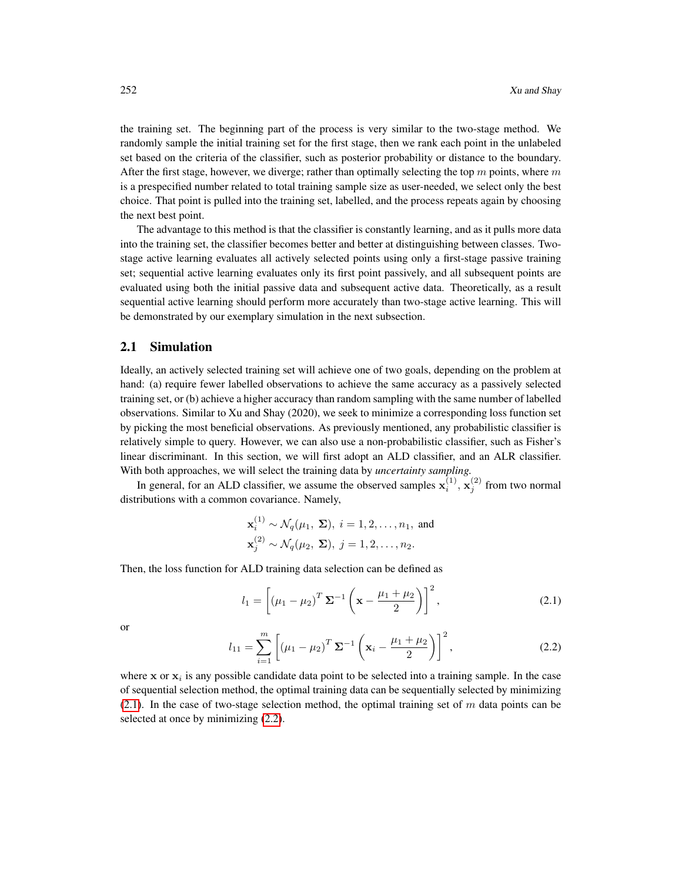the training set. The beginning part of the process is very similar to the two-stage method. We randomly sample the initial training set for the first stage, then we rank each point in the unlabeled set based on the criteria of the classifier, such as posterior probability or distance to the boundary. After the first stage, however, we diverge; rather than optimally selecting the top $m$ points, where $m$ is a prespecified number related to total training sample size as user-needed, we select only the best choice. That point is pulled into the training set, labelled, and the process repeats again by choosing the next best point.

The advantage to this method is that the classifier is constantly learning, and as it pulls more data into the training set, the classifier becomes better and better at distinguishing between classes. Two-stage active learning evaluates all actively selected points using only a first-stage passive training set; sequential active learning evaluates only its first point passively, and all subsequent points are evaluated using both the initial passive data and subsequent active data. Theoretically, as a result sequential active learning should perform more accurately than two-stage active learning. This will be demonstrated by our exemplary simulation in the next subsection.

## 2.1 Simulation

Ideally, an actively selected training set will achieve one of two goals, depending on the problem at hand: (a) require fewer labelled observations to achieve the same accuracy as a passively selected training set, or (b) achieve a higher accuracy than random sampling with the same number of labelled observations. Similar to Xu and Shay (2020), we seek to minimize a corresponding loss function set by picking the most beneficial observations. As previously mentioned, any probabilistic classifier is relatively simple to query. However, we can also use a non-probabilistic classifier, such as Fisher's linear discriminant. In this section, we will first adopt an ALD classifier, and an ALR classifier. With both approaches, we will select the training data by *uncertainty sampling*.

In general, for an ALD classifier, we assume the observed samples $\mathbf{x}_i^{(1)}$, $\mathbf{x}_j^{(2)}$ from two normal distributions with a common covariance. Namely,

$$
\mathbf{x}_i^{(1)} \sim \mathcal{N}_q(\mu_1,\ \mathbf{\Sigma}),\ i = 1, 2, \ldots, n_1, \text{ and}
$$
$$
\mathbf{x}_j^{(2)} \sim \mathcal{N}_q(\mu_2,\ \mathbf{\Sigma}),\ j = 1, 2, \ldots, n_2.
$$

Then, the loss function for ALD training data selection can be defined as

$$
l_1 = \left[ (\mu_1 - \mu_2)^T \mathbf{\Sigma}^{-1} \left( \mathbf{x} - \frac{\mu_1 + \mu_2}{2} \right) \right]^2, \tag{2.1}
$$

or

$$
l_{11} = \sum_{i=1}^{m} \left[ (\mu_1 - \mu_2)^T \mathbf{\Sigma}^{-1} \left( \mathbf{x}_i - \frac{\mu_1 + \mu_2}{2} \right) \right]^2, \tag{2.2}
$$

where $\mathbf{x}$ or $\mathbf{x}_i$ is any possible candidate data point to be selected into a training sample. In the case of sequential selection method, the optimal training data can be sequentially selected by minimizing (2.1). In the case of two-stage selection method, the optimal training set of $m$ data points can be selected at once by minimizing (2.2).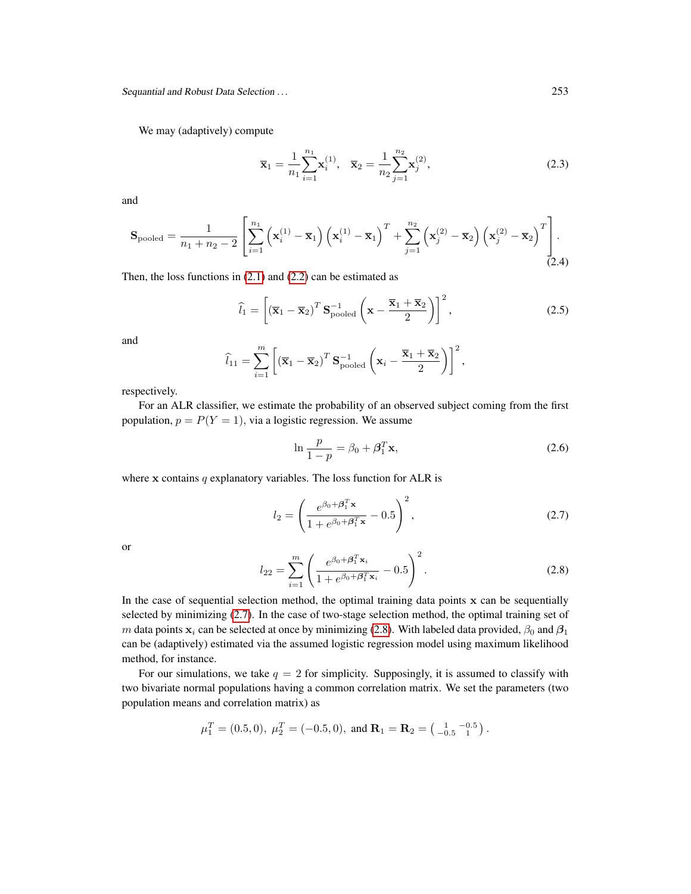We may (adaptively) compute

$$\overline{\mathbf{x}}_1 = \frac{1}{n_1}\sum_{i=1}^{n_1} \mathbf{x}_i^{(1)}, \quad \overline{\mathbf{x}}_2 = \frac{1}{n_2}\sum_{j=1}^{n_2} \mathbf{x}_j^{(2)}, \tag{2.3}$$

and

$$\mathbf{S}_{\text{pooled}} = \frac{1}{n_1+n_2-2}\left[\sum_{i=1}^{n_1}\left(\mathbf{x}_i^{(1)} - \overline{\mathbf{x}}_1\right)\left(\mathbf{x}_i^{(1)} - \overline{\mathbf{x}}_1\right)^T + \sum_{j=1}^{n_2}\left(\mathbf{x}_j^{(2)} - \overline{\mathbf{x}}_2\right)\left(\mathbf{x}_j^{(2)} - \overline{\mathbf{x}}_2\right)^T\right]. \tag{2.4}$$

Then, the loss functions in (2.1) and (2.2) can be estimated as

$$\widehat{l}_1 = \left[\left(\overline{\mathbf{x}}_1 - \overline{\mathbf{x}}_2\right)^T \mathbf{S}_{\text{pooled}}^{-1}\left(\mathbf{x} - \frac{\overline{\mathbf{x}}_1 + \overline{\mathbf{x}}_2}{2}\right)\right]^2, \tag{2.5}$$

and

$$\widehat{l}_{11} = \sum_{i=1}^{m}\left[\left(\overline{\mathbf{x}}_1 - \overline{\mathbf{x}}_2\right)^T \mathbf{S}_{\text{pooled}}^{-1}\left(\mathbf{x}_i - \frac{\overline{\mathbf{x}}_1 + \overline{\mathbf{x}}_2}{2}\right)\right]^2,$$

respectively.

For an ALR classifier, we estimate the probability of an observed subject coming from the first population, $p = P(Y = 1)$, via a logistic regression. We assume

$$\ln\frac{p}{1-p} = \beta_0 + \boldsymbol{\beta}_1^T \mathbf{x}, \tag{2.6}$$

where $\mathbf{x}$ contains $q$ explanatory variables. The loss function for ALR is

$$l_2 = \left(\frac{e^{\beta_0 + \boldsymbol{\beta}_1^T \mathbf{x}}}{1 + e^{\beta_0 + \boldsymbol{\beta}_1^T \mathbf{x}}} - 0.5\right)^2, \tag{2.7}$$

or

$$l_{22} = \sum_{i=1}^{m}\left(\frac{e^{\beta_0 + \boldsymbol{\beta}_1^T \mathbf{x}_i}}{1 + e^{\beta_0 + \boldsymbol{\beta}_1^T \mathbf{x}_i}} - 0.5\right)^2. \tag{2.8}$$

In the case of sequential selection method, the optimal training data points $\mathbf{x}$ can be sequentially selected by minimizing (2.7). In the case of two-stage selection method, the optimal training set of $m$ data points $\mathbf{x}_i$ can be selected at once by minimizing (2.8). With labeled data provided, $\beta_0$ and $\boldsymbol{\beta}_1$ can be (adaptively) estimated via the assumed logistic regression model using maximum likelihood method, for instance.

For our simulations, we take $q = 2$ for simplicity. Supposingly, it is assumed to classify with two bivariate normal populations having a common correlation matrix. We set the parameters (two population means and correlation matrix) as

$$\mu_1^T = (0.5, 0), \ \mu_2^T = (-0.5, 0), \ \text{and } \mathbf{R}_1 = \mathbf{R}_2 = \begin{pmatrix} 1 & -0.5 \\ -0.5 & 1 \end{pmatrix}.$$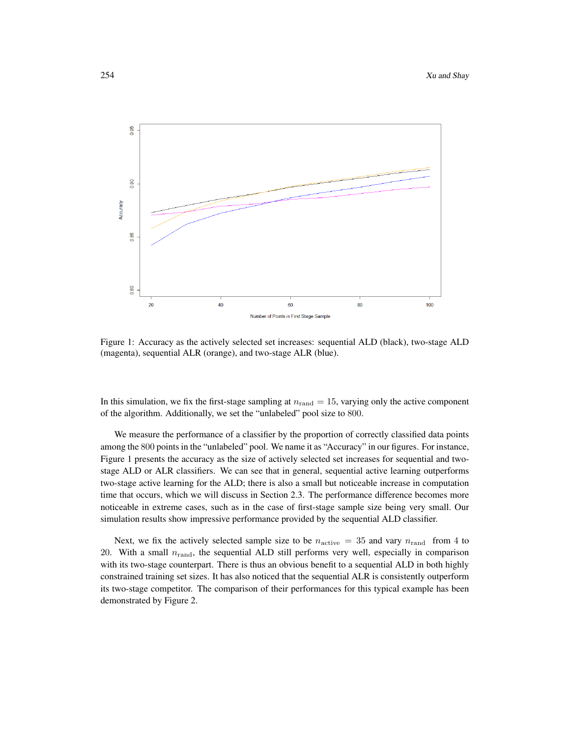Figure 1: Accuracy as the actively selected set increases: sequential ALD (black), two-stage ALD (magenta), sequential ALR (orange), and two-stage ALR (blue).

In this simulation, we fix the first-stage sampling at $n_{\mathrm{rand}} = 15$, varying only the active component of the algorithm. Additionally, we set the "unlabeled" pool size to $800$.

We measure the performance of a classifier by the proportion of correctly classified data points among the $800$ points in the "unlabeled" pool. We name it as "Accuracy" in our figures. For instance, Figure 1 presents the accuracy as the size of actively selected set increases for sequential and two-stage ALD or ALR classifiers. We can see that in general, sequential active learning outperforms two-stage active learning for the ALD; there is also a small but noticeable increase in computation time that occurs, which we will discuss in Section 2.3. The performance difference becomes more noticeable in extreme cases, such as in the case of first-stage sample size being very small. Our simulation results show impressive performance provided by the sequential ALD classifier.

Next, we fix the actively selected sample size to be $n_{\mathrm{active}} = 35$ and vary $n_{\mathrm{rand}}$ from $4$ to $20$. With a small $n_{\mathrm{rand}}$, the sequential ALD still performs very well, especially in comparison with its two-stage counterpart. There is thus an obvious benefit to a sequential ALD in both highly constrained training set sizes. It has also noticed that the sequential ALR is consistently outperform its two-stage competitor. The comparison of their performances for this typical example has been demonstrated by Figure 2.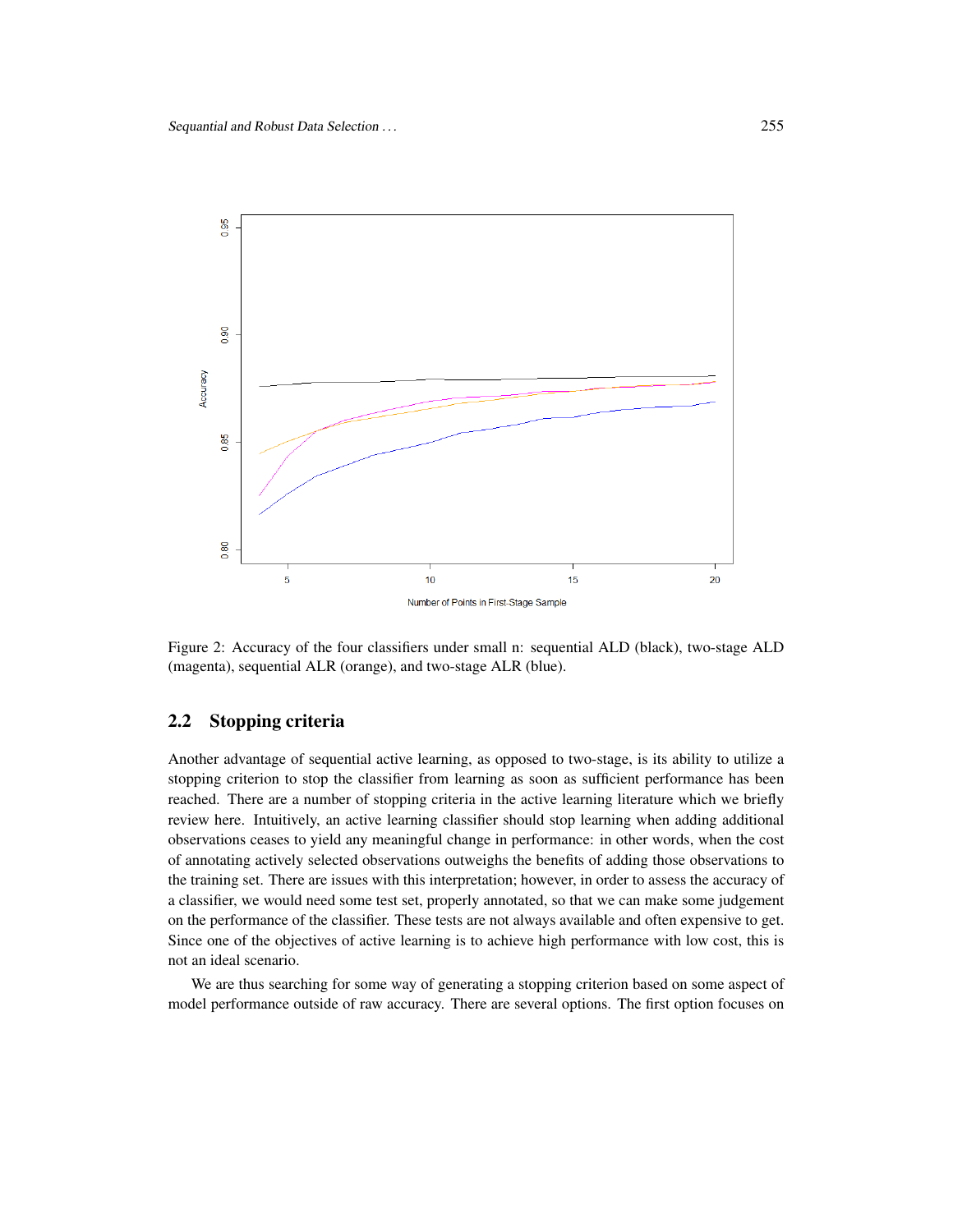Figure 2: Accuracy of the four classifiers under small n: sequential ALD (black), two-stage ALD (magenta), sequential ALR (orange), and two-stage ALR (blue).

## 2.2 Stopping criteria

Another advantage of sequential active learning, as opposed to two-stage, is its ability to utilize a stopping criterion to stop the classifier from learning as soon as sufficient performance has been reached. There are a number of stopping criteria in the active learning literature which we briefly review here. Intuitively, an active learning classifier should stop learning when adding additional observations ceases to yield any meaningful change in performance: in other words, when the cost of annotating actively selected observations outweighs the benefits of adding those observations to the training set. There are issues with this interpretation; however, in order to assess the accuracy of a classifier, we would need some test set, properly annotated, so that we can make some judgement on the performance of the classifier. These tests are not always available and often expensive to get. Since one of the objectives of active learning is to achieve high performance with low cost, this is not an ideal scenario.

We are thus searching for some way of generating a stopping criterion based on some aspect of model performance outside of raw accuracy. There are several options. The first option focuses on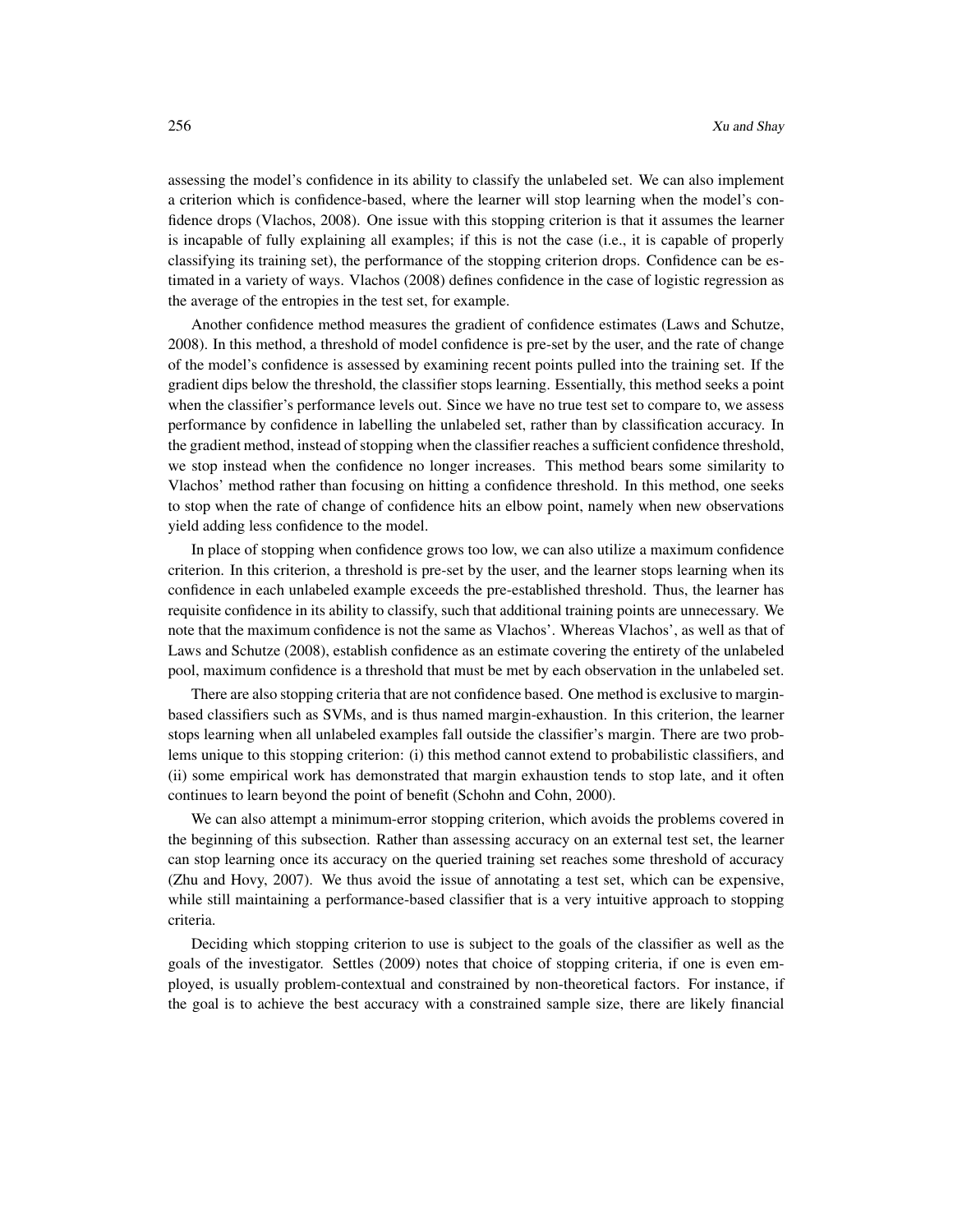assessing the model's confidence in its ability to classify the unlabeled set. We can also implement a criterion which is confidence-based, where the learner will stop learning when the model's confidence drops (Vlachos, 2008). One issue with this stopping criterion is that it assumes the learner is incapable of fully explaining all examples; if this is not the case (i.e., it is capable of properly classifying its training set), the performance of the stopping criterion drops. Confidence can be estimated in a variety of ways. Vlachos (2008) defines confidence in the case of logistic regression as the average of the entropies in the test set, for example.

Another confidence method measures the gradient of confidence estimates (Laws and Schutze, 2008). In this method, a threshold of model confidence is pre-set by the user, and the rate of change of the model's confidence is assessed by examining recent points pulled into the training set. If the gradient dips below the threshold, the classifier stops learning. Essentially, this method seeks a point when the classifier's performance levels out. Since we have no true test set to compare to, we assess performance by confidence in labelling the unlabeled set, rather than by classification accuracy. In the gradient method, instead of stopping when the classifier reaches a sufficient confidence threshold, we stop instead when the confidence no longer increases. This method bears some similarity to Vlachos' method rather than focusing on hitting a confidence threshold. In this method, one seeks to stop when the rate of change of confidence hits an elbow point, namely when new observations yield adding less confidence to the model.

In place of stopping when confidence grows too low, we can also utilize a maximum confidence criterion. In this criterion, a threshold is pre-set by the user, and the learner stops learning when its confidence in each unlabeled example exceeds the pre-established threshold. Thus, the learner has requisite confidence in its ability to classify, such that additional training points are unnecessary. We note that the maximum confidence is not the same as Vlachos'. Whereas Vlachos', as well as that of Laws and Schutze (2008), establish confidence as an estimate covering the entirety of the unlabeled pool, maximum confidence is a threshold that must be met by each observation in the unlabeled set.

There are also stopping criteria that are not confidence based. One method is exclusive to margin-based classifiers such as SVMs, and is thus named margin-exhaustion. In this criterion, the learner stops learning when all unlabeled examples fall outside the classifier's margin. There are two problems unique to this stopping criterion: (i) this method cannot extend to probabilistic classifiers, and (ii) some empirical work has demonstrated that margin exhaustion tends to stop late, and it often continues to learn beyond the point of benefit (Schohn and Cohn, 2000).

We can also attempt a minimum-error stopping criterion, which avoids the problems covered in the beginning of this subsection. Rather than assessing accuracy on an external test set, the learner can stop learning once its accuracy on the queried training set reaches some threshold of accuracy (Zhu and Hovy, 2007). We thus avoid the issue of annotating a test set, which can be expensive, while still maintaining a performance-based classifier that is a very intuitive approach to stopping criteria.

Deciding which stopping criterion to use is subject to the goals of the classifier as well as the goals of the investigator. Settles (2009) notes that choice of stopping criteria, if one is even employed, is usually problem-contextual and constrained by non-theoretical factors. For instance, if the goal is to achieve the best accuracy with a constrained sample size, there are likely financial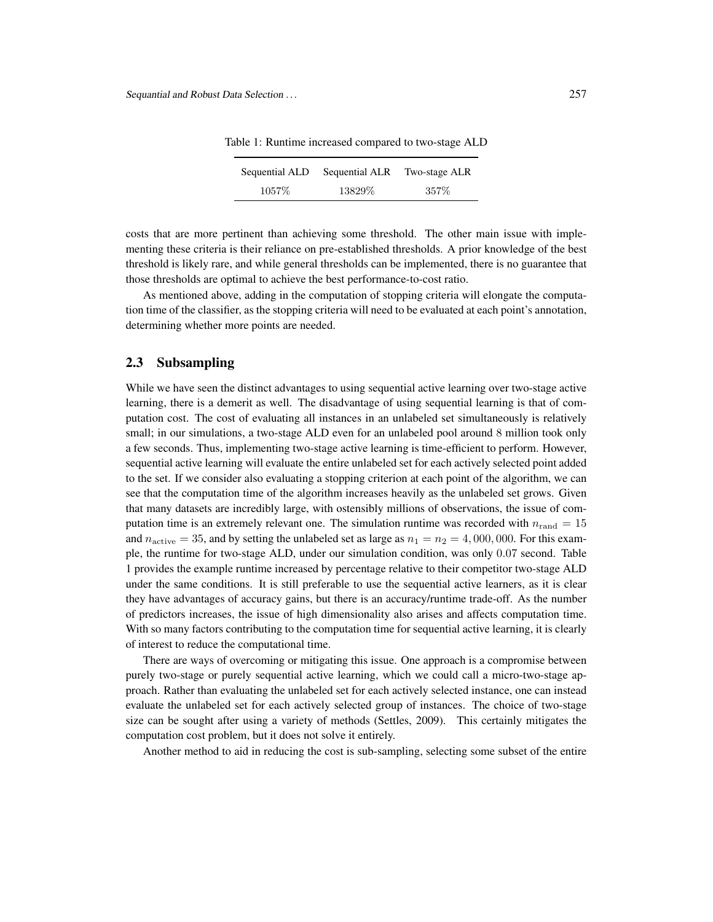Table 1: Runtime increased compared to two-stage ALD

| Sequential ALD | Sequential ALR | Two-stage ALR |
| --- | --- | --- |
| 1057% | 13829% | 357% |

costs that are more pertinent than achieving some threshold. The other main issue with implementing these criteria is their reliance on pre-established thresholds. A prior knowledge of the best threshold is likely rare, and while general thresholds can be implemented, there is no guarantee that those thresholds are optimal to achieve the best performance-to-cost ratio.

As mentioned above, adding in the computation of stopping criteria will elongate the computation time of the classifier, as the stopping criteria will need to be evaluated at each point's annotation, determining whether more points are needed.

## 2.3 Subsampling

While we have seen the distinct advantages to using sequential active learning over two-stage active learning, there is a demerit as well. The disadvantage of using sequential learning is that of computation cost. The cost of evaluating all instances in an unlabeled set simultaneously is relatively small; in our simulations, a two-stage ALD even for an unlabeled pool around 8 million took only a few seconds. Thus, implementing two-stage active learning is time-efficient to perform. However, sequential active learning will evaluate the entire unlabeled set for each actively selected point added to the set. If we consider also evaluating a stopping criterion at each point of the algorithm, we can see that the computation time of the algorithm increases heavily as the unlabeled set grows. Given that many datasets are incredibly large, with ostensibly millions of observations, the issue of computation time is an extremely relevant one. The simulation runtime was recorded with $n_{\text{rand}} = 15$ and $n_{\text{active}} = 35$, and by setting the unlabeled set as large as $n_1 = n_2 = 4,000,000$. For this example, the runtime for two-stage ALD, under our simulation condition, was only $0.07$ second. Table 1 provides the example runtime increased by percentage relative to their competitor two-stage ALD under the same conditions. It is still preferable to use the sequential active learners, as it is clear they have advantages of accuracy gains, but there is an accuracy/runtime trade-off. As the number of predictors increases, the issue of high dimensionality also arises and affects computation time. With so many factors contributing to the computation time for sequential active learning, it is clearly of interest to reduce the computational time.

There are ways of overcoming or mitigating this issue. One approach is a compromise between purely two-stage or purely sequential active learning, which we could call a micro-two-stage approach. Rather than evaluating the unlabeled set for each actively selected instance, one can instead evaluate the unlabeled set for each actively selected group of instances. The choice of two-stage size can be sought after using a variety of methods (Settles, 2009). This certainly mitigates the computation cost problem, but it does not solve it entirely.

Another method to aid in reducing the cost is sub-sampling, selecting some subset of the entire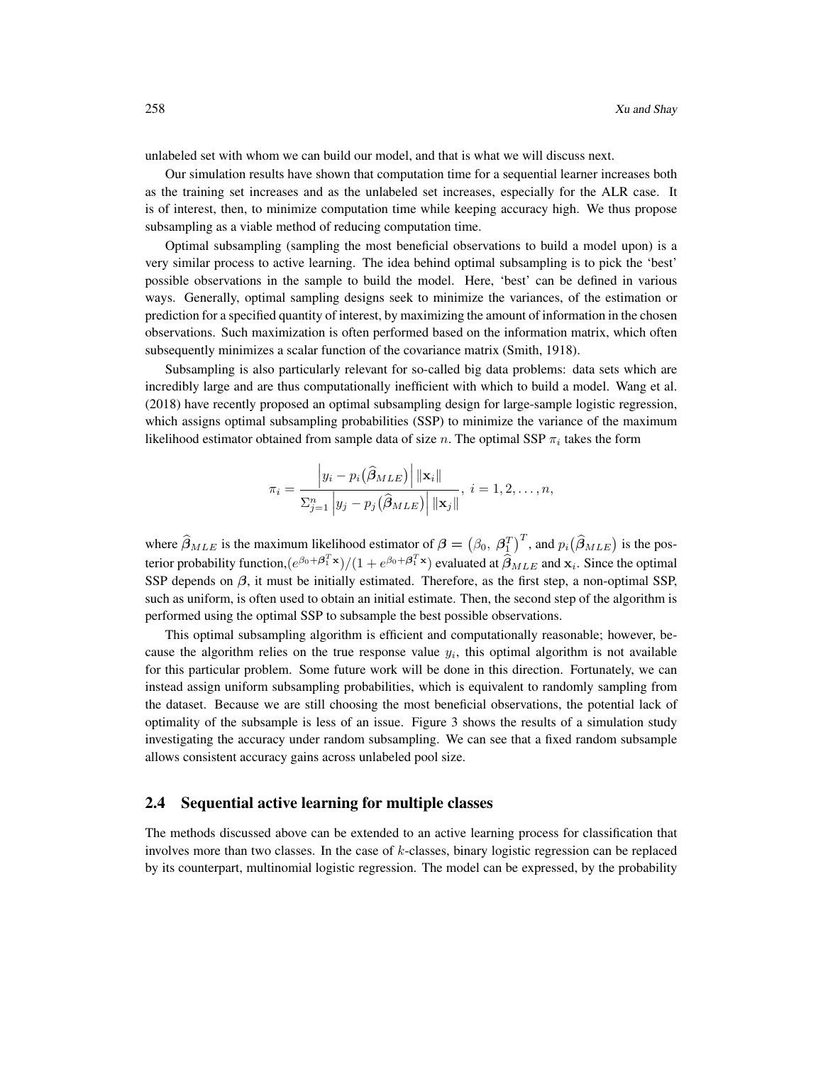unlabeled set with whom we can build our model, and that is what we will discuss next.

Our simulation results have shown that computation time for a sequential learner increases both as the training set increases and as the unlabeled set increases, especially for the ALR case. It is of interest, then, to minimize computation time while keeping accuracy high. We thus propose subsampling as a viable method of reducing computation time.

Optimal subsampling (sampling the most beneficial observations to build a model upon) is a very similar process to active learning. The idea behind optimal subsampling is to pick the 'best' possible observations in the sample to build the model. Here, 'best' can be defined in various ways. Generally, optimal sampling designs seek to minimize the variances, of the estimation or prediction for a specified quantity of interest, by maximizing the amount of information in the chosen observations. Such maximization is often performed based on the information matrix, which often subsequently minimizes a scalar function of the covariance matrix (Smith, 1918).

Subsampling is also particularly relevant for so-called big data problems: data sets which are incredibly large and are thus computationally inefficient with which to build a model. Wang et al. (2018) have recently proposed an optimal subsampling design for large-sample logistic regression, which assigns optimal subsampling probabilities (SSP) to minimize the variance of the maximum likelihood estimator obtained from sample data of size $n$. The optimal SSP $\pi_i$ takes the form

$$\pi_i = \frac{\left| y_i - p_i\big(\widehat{\boldsymbol{\beta}}_{MLE}\big) \right| \|\mathbf{x}_i\|}{\Sigma_{j=1}^{n} \left| y_j - p_j\big(\widehat{\boldsymbol{\beta}}_{MLE}\big) \right| \|\mathbf{x}_j\|}, \; i = 1, 2, \ldots, n,$$

where $\widehat{\boldsymbol{\beta}}_{MLE}$ is the maximum likelihood estimator of $\boldsymbol{\beta} = \big(\beta_0,\ \boldsymbol{\beta}_1^T\big)^T$, and $p_i\big(\widehat{\boldsymbol{\beta}}_{MLE}\big)$ is the posterior probability function,$(e^{\beta_0 + \boldsymbol{\beta}_1^T \mathbf{x}})/(1 + e^{\beta_0 + \boldsymbol{\beta}_1^T \mathbf{x}})$ evaluated at $\widehat{\boldsymbol{\beta}}_{MLE}$ and $\mathbf{x}_i$. Since the optimal SSP depends on $\boldsymbol{\beta}$, it must be initially estimated. Therefore, as the first step, a non-optimal SSP, such as uniform, is often used to obtain an initial estimate. Then, the second step of the algorithm is performed using the optimal SSP to subsample the best possible observations.

This optimal subsampling algorithm is efficient and computationally reasonable; however, because the algorithm relies on the true response value $y_i$, this optimal algorithm is not available for this particular problem. Some future work will be done in this direction. Fortunately, we can instead assign uniform subsampling probabilities, which is equivalent to randomly sampling from the dataset. Because we are still choosing the most beneficial observations, the potential lack of optimality of the subsample is less of an issue. Figure 3 shows the results of a simulation study investigating the accuracy under random subsampling. We can see that a fixed random subsample allows consistent accuracy gains across unlabeled pool size.

## 2.4 Sequential active learning for multiple classes

The methods discussed above can be extended to an active learning process for classification that involves more than two classes. In the case of $k$-classes, binary logistic regression can be replaced by its counterpart, multinomial logistic regression. The model can be expressed, by the probability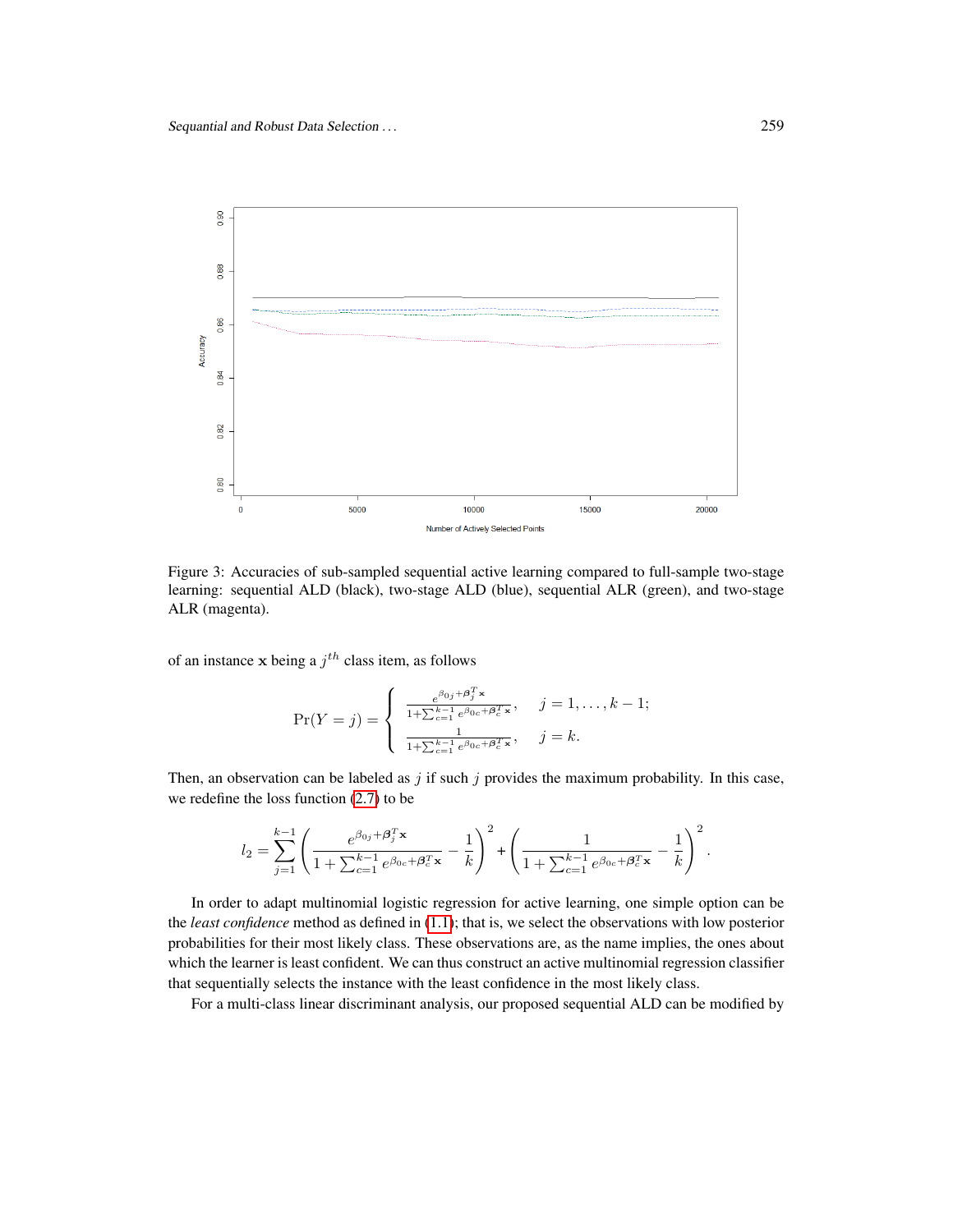Figure 3: Accuracies of sub-sampled sequential active learning compared to full-sample two-stage learning: sequential ALD (black), two-stage ALD (blue), sequential ALR (green), and two-stage ALR (magenta).

of an instance $\mathbf{x}$ being a $j^{th}$ class item, as follows

$$
\Pr(Y = j) = \begin{cases} \frac{e^{\beta_{0j} + \boldsymbol{\beta}_j^T \mathbf{x}}}{1 + \sum_{c=1}^{k-1} e^{\beta_{0c} + \boldsymbol{\beta}_c^T \mathbf{x}}}, & j = 1, \dots, k-1; \\ \frac{1}{1 + \sum_{c=1}^{k-1} e^{\beta_{0c} + \boldsymbol{\beta}_c^T \mathbf{x}}}, & j = k. \end{cases}
$$

Then, an observation can be labeled as $j$ if such $j$ provides the maximum probability. In this case, we redefine the loss function (2.7) to be

$$
l_2 = \sum_{j=1}^{k-1} \left( \frac{e^{\beta_{0j} + \boldsymbol{\beta}_j^T \mathbf{x}}}{1 + \sum_{c=1}^{k-1} e^{\beta_{0c} + \boldsymbol{\beta}_c^T \mathbf{x}}} - \frac{1}{k} \right)^2 + \left( \frac{1}{1 + \sum_{c=1}^{k-1} e^{\beta_{0c} + \boldsymbol{\beta}_c^T \mathbf{x}}} - \frac{1}{k} \right)^2 .
$$

In order to adapt multinomial logistic regression for active learning, one simple option can be the *least confidence* method as defined in (1.1); that is, we select the observations with low posterior probabilities for their most likely class. These observations are, as the name implies, the ones about which the learner is least confident. We can thus construct an active multinomial regression classifier that sequentially selects the instance with the least confidence in the most likely class.

For a multi-class linear discriminant analysis, our proposed sequential ALD can be modified by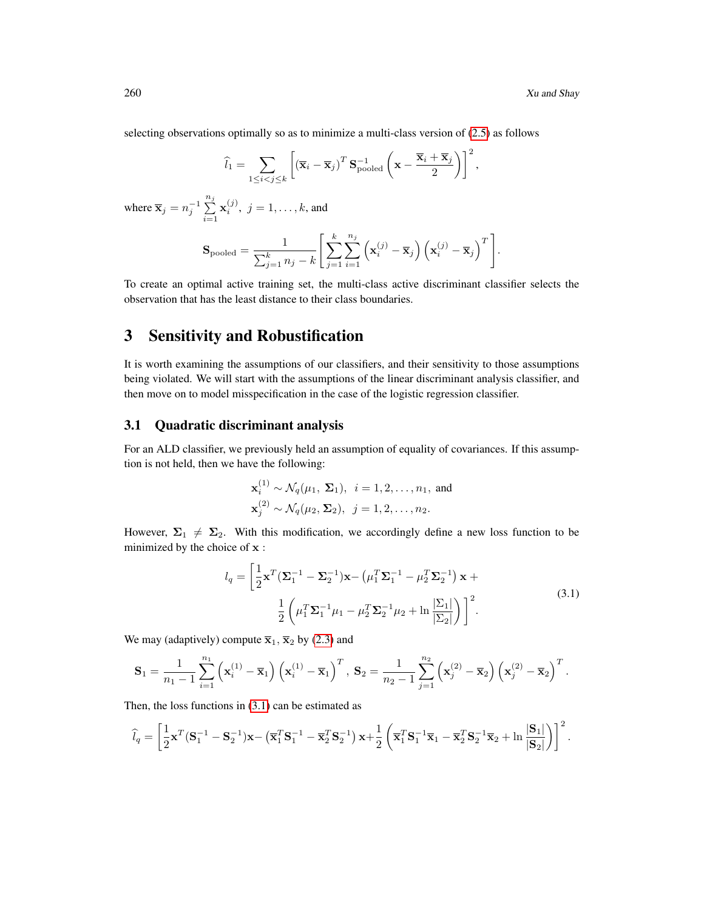selecting observations optimally so as to minimize a multi-class version of (2.5) as follows

$$\widehat{l}_1 = \sum_{1 \le i < j \le k} \left[ (\overline{\mathbf{x}}_i - \overline{\mathbf{x}}_j)^T \mathbf{S}_{\text{pooled}}^{-1} \left( \mathbf{x} - \frac{\overline{\mathbf{x}}_i + \overline{\mathbf{x}}_j}{2} \right) \right]^2,$$

where $\overline{\mathbf{x}}_j = n_j^{-1} \sum_{i=1}^{n_j} \mathbf{x}_i^{(j)},\ j = 1, \ldots, k$, and

$$\mathbf{S}_{\text{pooled}} = \frac{1}{\sum_{j=1}^{k} n_j - k} \left[ \sum_{j=1}^{k} \sum_{i=1}^{n_j} \left( \mathbf{x}_i^{(j)} - \overline{\mathbf{x}}_j \right) \left( \mathbf{x}_i^{(j)} - \overline{\mathbf{x}}_j \right)^T \right].$$

To create an optimal active training set, the multi-class active discriminant classifier selects the observation that has the least distance to their class boundaries.

# 3 Sensitivity and Robustification

It is worth examining the assumptions of our classifiers, and their sensitivity to those assumptions being violated. We will start with the assumptions of the linear discriminant analysis classifier, and then move on to model misspecification in the case of the logistic regression classifier.

## 3.1 Quadratic discriminant analysis

For an ALD classifier, we previously held an assumption of equality of covariances. If this assumption is not held, then we have the following:

$$\mathbf{x}_i^{(1)} \sim \mathcal{N}_q(\mu_1,\ \mathbf{\Sigma}_1),\ \ i = 1, 2, \ldots, n_1, \text{ and}$$
$$\mathbf{x}_j^{(2)} \sim \mathcal{N}_q(\mu_2,\ \mathbf{\Sigma}_2),\ \ j = 1, 2, \ldots, n_2.$$

However, $\mathbf{\Sigma}_1 \neq \mathbf{\Sigma}_2$. With this modification, we accordingly define a new loss function to be minimized by the choice of $\mathbf{x}$ :

$$l_q = \left[ \frac{1}{2} \mathbf{x}^T (\mathbf{\Sigma}_1^{-1} - \mathbf{\Sigma}_2^{-1}) \mathbf{x} - \left( \mu_1^T \mathbf{\Sigma}_1^{-1} - \mu_2^T \mathbf{\Sigma}_2^{-1} \right) \mathbf{x} + \frac{1}{2} \left( \mu_1^T \mathbf{\Sigma}_1^{-1} \mu_1 - \mu_2^T \mathbf{\Sigma}_2^{-1} \mu_2 + \ln \frac{|\Sigma_1|}{|\Sigma_2|} \right) \right]^2. \tag{3.1}$$

We may (adaptively) compute $\overline{\mathbf{x}}_1, \overline{\mathbf{x}}_2$ by (2.3) and

$$\mathbf{S}_1 = \frac{1}{n_1 - 1} \sum_{i=1}^{n_1} \left( \mathbf{x}_i^{(1)} - \overline{\mathbf{x}}_1 \right) \left( \mathbf{x}_i^{(1)} - \overline{\mathbf{x}}_1 \right)^T,\ \mathbf{S}_2 = \frac{1}{n_2 - 1} \sum_{j=1}^{n_2} \left( \mathbf{x}_j^{(2)} - \overline{\mathbf{x}}_2 \right) \left( \mathbf{x}_j^{(2)} - \overline{\mathbf{x}}_2 \right)^T.$$

Then, the loss functions in (3.1) can be estimated as

$$\widehat{l}_q = \left[ \frac{1}{2} \mathbf{x}^T (\mathbf{S}_1^{-1} - \mathbf{S}_2^{-1}) \mathbf{x} - \left( \overline{\mathbf{x}}_1^T \mathbf{S}_1^{-1} - \overline{\mathbf{x}}_2^T \mathbf{S}_2^{-1} \right) \mathbf{x} + \frac{1}{2} \left( \overline{\mathbf{x}}_1^T \mathbf{S}_1^{-1} \overline{\mathbf{x}}_1 - \overline{\mathbf{x}}_2^T \mathbf{S}_2^{-1} \overline{\mathbf{x}}_2 + \ln \frac{|\mathbf{S}_1|}{|\mathbf{S}_2|} \right) \right]^2.$$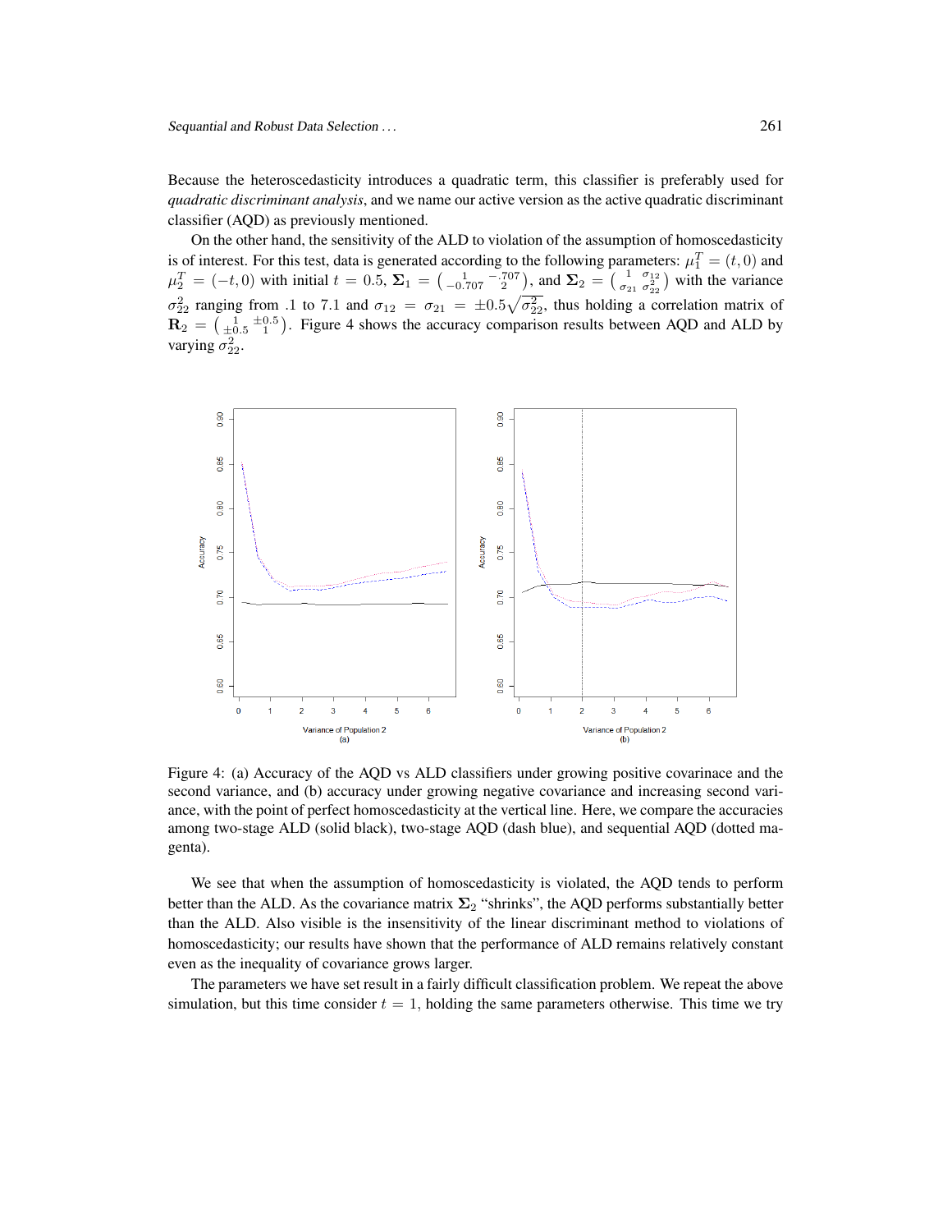Because the heteroscedasticity introduces a quadratic term, this classifier is preferably used for *quadratic discriminant analysis*, and we name our active version as the active quadratic discriminant classifier (AQD) as previously mentioned.

On the other hand, the sensitivity of the ALD to violation of the assumption of homoscedasticity is of interest. For this test, data is generated according to the following parameters: $\mu_1^T = (t, 0)$ and $\mu_2^T = (-t, 0)$ with initial $t = 0.5$, $\mathbf{\Sigma}_1 = \begin{pmatrix} 1 & -.707 \\ -0.707 & 2 \end{pmatrix}$, and $\mathbf{\Sigma}_2 = \begin{pmatrix} 1 & \sigma_{12} \\ \sigma_{21} & \sigma_{22}^2 \end{pmatrix}$ with the variance $\sigma_{22}^2$ ranging from .1 to 7.1 and $\sigma_{12} = \sigma_{21} = \pm 0.5\sqrt{\sigma_{22}^2}$, thus holding a correlation matrix of $\mathbf{R}_2 = \begin{pmatrix} 1 & \pm 0.5 \\ \pm 0.5 & 1 \end{pmatrix}$. Figure 4 shows the accuracy comparison results between AQD and ALD by varying $\sigma_{22}^2$.

Figure 4: (a) Accuracy of the AQD vs ALD classifiers under growing positive covarinace and the second variance, and (b) accuracy under growing negative covariance and increasing second variance, with the point of perfect homoscedasticity at the vertical line. Here, we compare the accuracies among two-stage ALD (solid black), two-stage AQD (dash blue), and sequential AQD (dotted magenta).

We see that when the assumption of homoscedasticity is violated, the AQD tends to perform better than the ALD. As the covariance matrix $\mathbf{\Sigma}_2$ "shrinks", the AQD performs substantially better than the ALD. Also visible is the insensitivity of the linear discriminant method to violations of homoscedasticity; our results have shown that the performance of ALD remains relatively constant even as the inequality of covariance grows larger.

The parameters we have set result in a fairly difficult classification problem. We repeat the above simulation, but this time consider $t = 1$, holding the same parameters otherwise. This time we try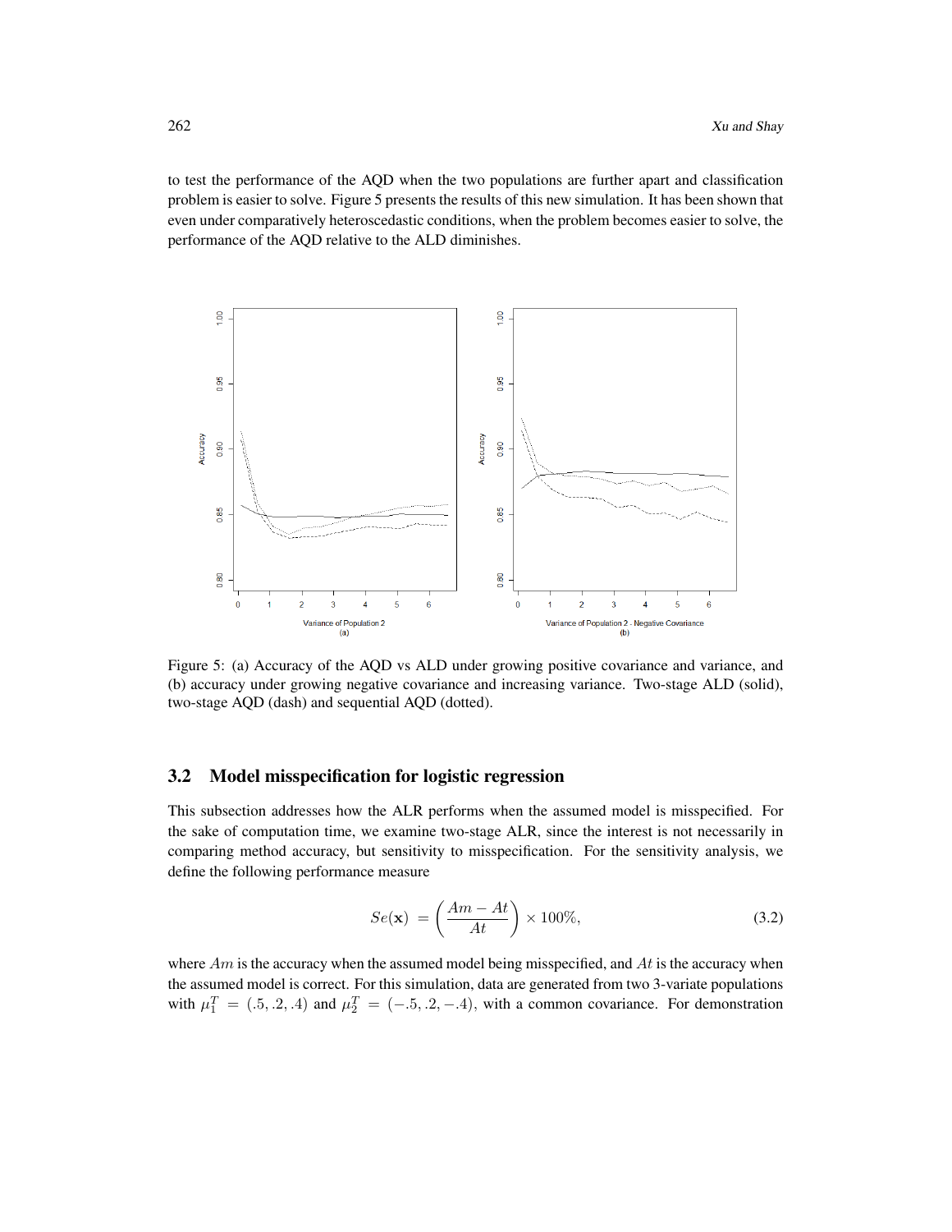to test the performance of the AQD when the two populations are further apart and classification problem is easier to solve. Figure 5 presents the results of this new simulation. It has been shown that even under comparatively heteroscedastic conditions, when the problem becomes easier to solve, the performance of the AQD relative to the ALD diminishes.

Figure 5: (a) Accuracy of the AQD vs ALD under growing positive covariance and variance, and (b) accuracy under growing negative covariance and increasing variance. Two-stage ALD (solid), two-stage AQD (dash) and sequential AQD (dotted).

## 3.2 Model misspecification for logistic regression

This subsection addresses how the ALR performs when the assumed model is misspecified. For the sake of computation time, we examine two-stage ALR, since the interest is not necessarily in comparing method accuracy, but sensitivity to misspecification. For the sensitivity analysis, we define the following performance measure

$$Se(\mathbf{x}) = \left( \frac{Am - At}{At} \right) \times 100\%, \tag{3.2}$$

where $Am$ is the accuracy when the assumed model being misspecified, and $At$ is the accuracy when the assumed model is correct. For this simulation, data are generated from two 3-variate populations with $\mu_1^T = (.5, .2, .4)$ and $\mu_2^T = (-.5, .2, -.4)$, with a common covariance. For demonstration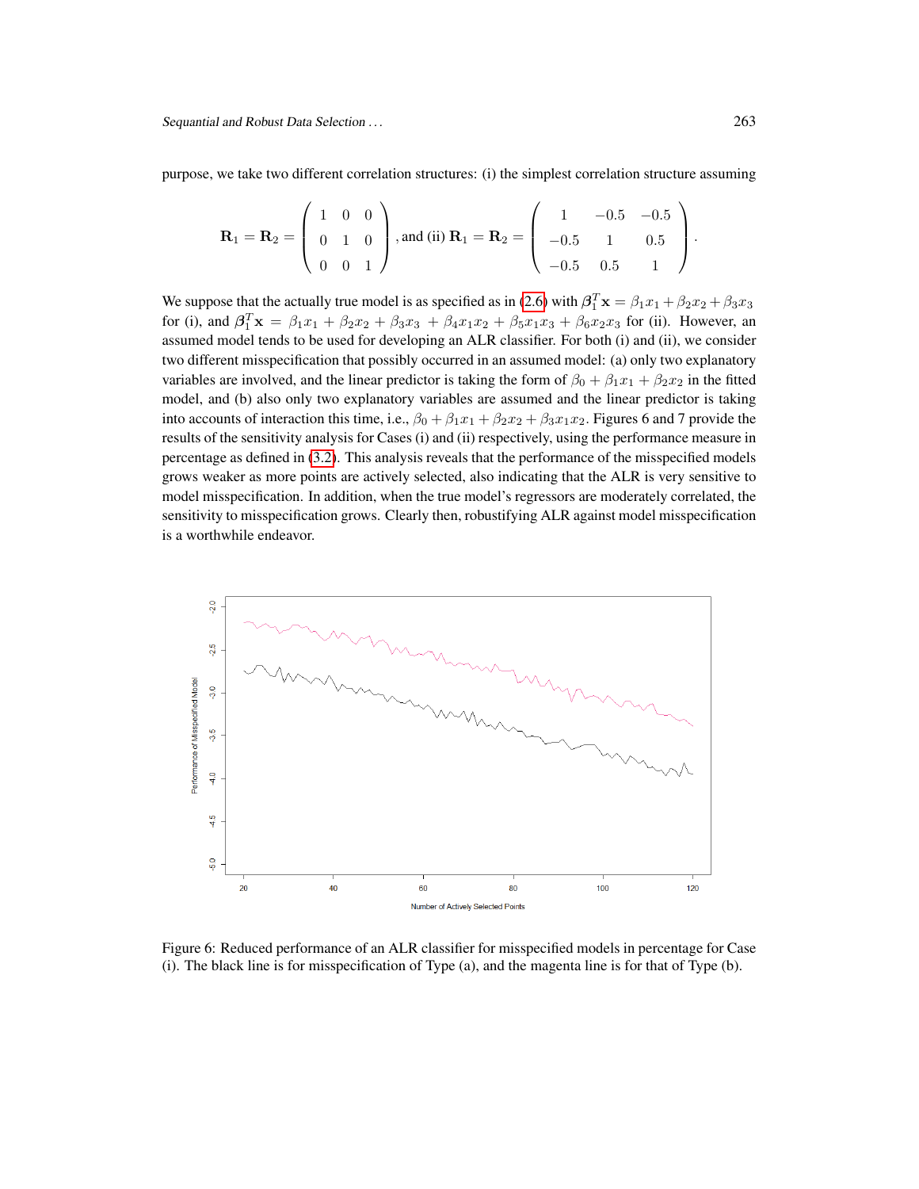purpose, we take two different correlation structures: (i) the simplest correlation structure assuming

$$\mathbf{R}_1 = \mathbf{R}_2 = \begin{pmatrix} 1 & 0 & 0 \\ 0 & 1 & 0 \\ 0 & 0 & 1 \end{pmatrix}, \text{and (ii) } \mathbf{R}_1 = \mathbf{R}_2 = \begin{pmatrix} 1 & -0.5 & -0.5 \\ -0.5 & 1 & 0.5 \\ -0.5 & 0.5 & 1 \end{pmatrix}.$$

We suppose that the actually true model is as specified as in (2.6) with $\boldsymbol{\beta}_1^T \mathbf{x} = \beta_1 x_1 + \beta_2 x_2 + \beta_3 x_3$ for (i), and $\boldsymbol{\beta}_1^T \mathbf{x} = \beta_1 x_1 + \beta_2 x_2 + \beta_3 x_3 + \beta_4 x_1 x_2 + \beta_5 x_1 x_3 + \beta_6 x_2 x_3$ for (ii). However, an assumed model tends to be used for developing an ALR classifier. For both (i) and (ii), we consider two different misspecification that possibly occurred in an assumed model: (a) only two explanatory variables are involved, and the linear predictor is taking the form of $\beta_0 + \beta_1 x_1 + \beta_2 x_2$ in the fitted model, and (b) also only two explanatory variables are assumed and the linear predictor is taking into accounts of interaction this time, i.e., $\beta_0 + \beta_1 x_1 + \beta_2 x_2 + \beta_3 x_1 x_2$. Figures 6 and 7 provide the results of the sensitivity analysis for Cases (i) and (ii) respectively, using the performance measure in percentage as defined in (3.2). This analysis reveals that the performance of the misspecified models grows weaker as more points are actively selected, also indicating that the ALR is very sensitive to model misspecification. In addition, when the true model's regressors are moderately correlated, the sensitivity to misspecification grows. Clearly then, robustifying ALR against model misspecification is a worthwhile endeavor.

Figure 6: Reduced performance of an ALR classifier for misspecified models in percentage for Case (i). The black line is for misspecification of Type (a), and the magenta line is for that of Type (b).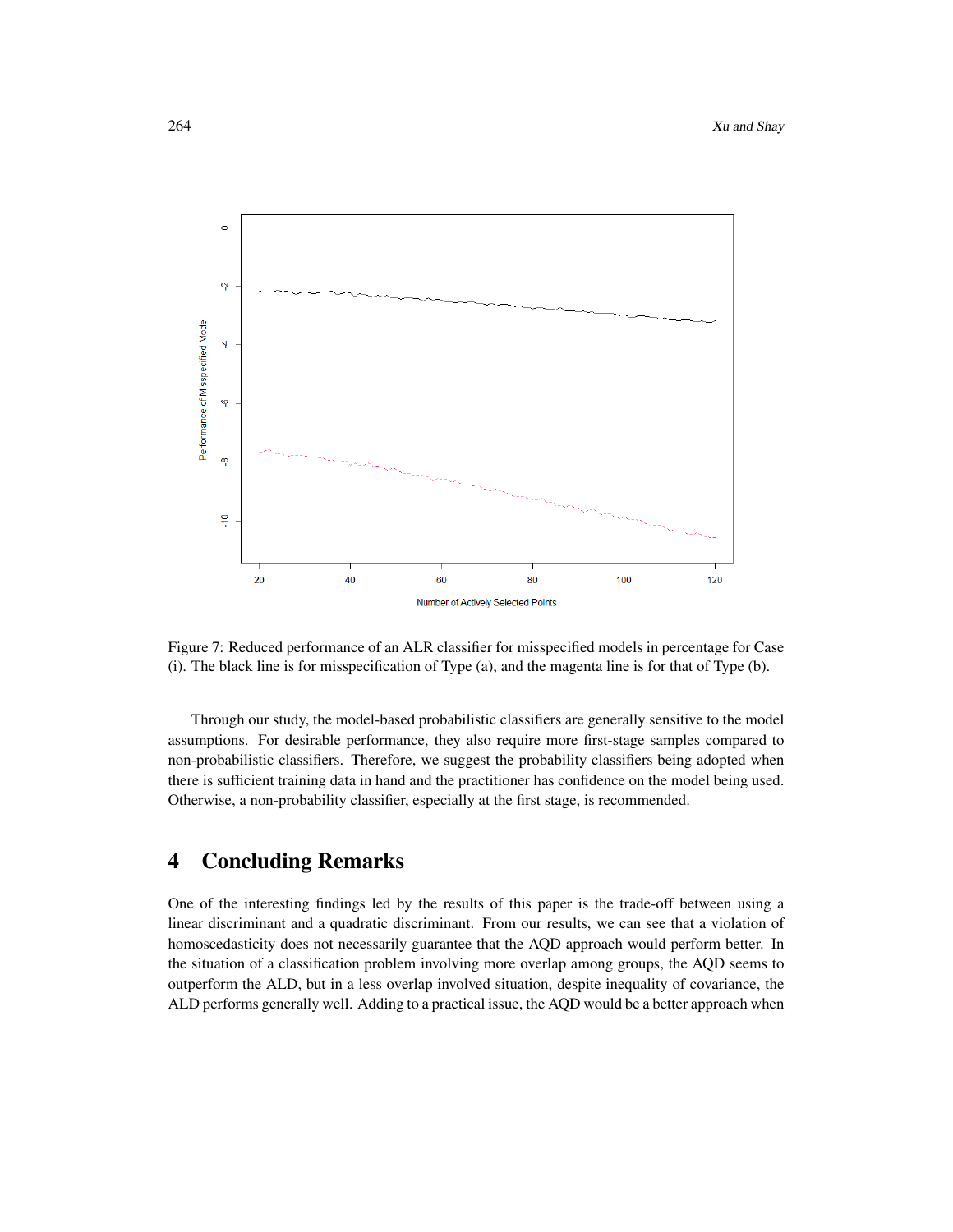Figure 7: Reduced performance of an ALR classifier for misspecified models in percentage for Case (i). The black line is for misspecification of Type (a), and the magenta line is for that of Type (b).

Through our study, the model-based probabilistic classifiers are generally sensitive to the model assumptions. For desirable performance, they also require more first-stage samples compared to non-probabilistic classifiers. Therefore, we suggest the probability classifiers being adopted when there is sufficient training data in hand and the practitioner has confidence on the model being used. Otherwise, a non-probability classifier, especially at the first stage, is recommended.

## 4 Concluding Remarks

One of the interesting findings led by the results of this paper is the trade-off between using a linear discriminant and a quadratic discriminant. From our results, we can see that a violation of homoscedasticity does not necessarily guarantee that the AQD approach would perform better. In the situation of a classification problem involving more overlap among groups, the AQD seems to outperform the ALD, but in a less overlap involved situation, despite inequality of covariance, the ALD performs generally well. Adding to a practical issue, the AQD would be a better approach when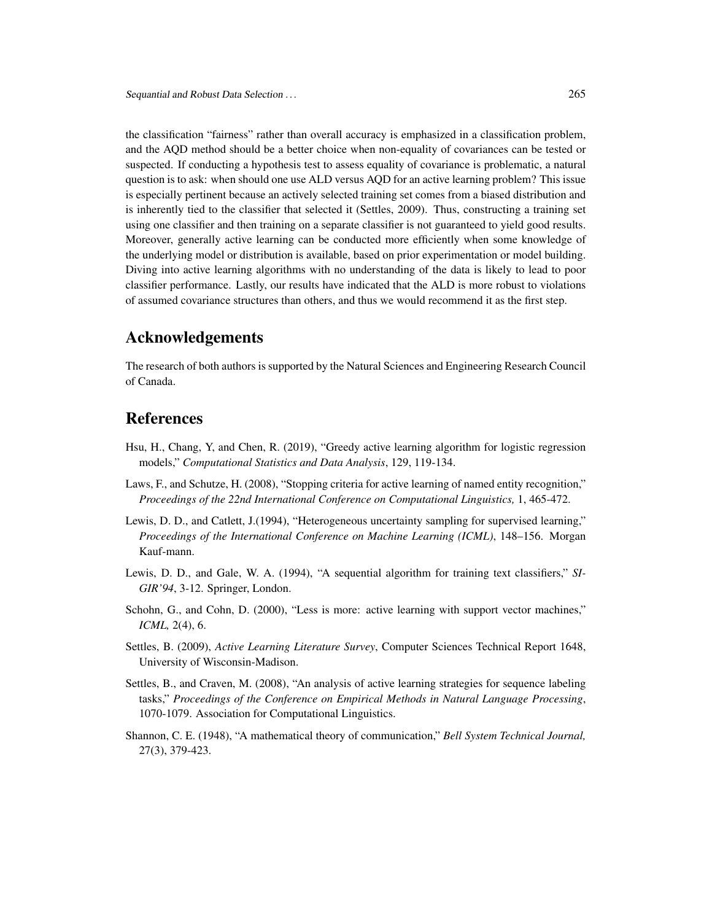the classification "fairness" rather than overall accuracy is emphasized in a classification problem, and the AQD method should be a better choice when non-equality of covariances can be tested or suspected. If conducting a hypothesis test to assess equality of covariance is problematic, a natural question is to ask: when should one use ALD versus AQD for an active learning problem? This issue is especially pertinent because an actively selected training set comes from a biased distribution and is inherently tied to the classifier that selected it (Settles, 2009). Thus, constructing a training set using one classifier and then training on a separate classifier is not guaranteed to yield good results. Moreover, generally active learning can be conducted more efficiently when some knowledge of the underlying model or distribution is available, based on prior experimentation or model building. Diving into active learning algorithms with no understanding of the data is likely to lead to poor classifier performance. Lastly, our results have indicated that the ALD is more robust to violations of assumed covariance structures than others, and thus we would recommend it as the first step.

## Acknowledgements

The research of both authors is supported by the Natural Sciences and Engineering Research Council of Canada.

## References

Hsu, H., Chang, Y, and Chen, R. (2019), "Greedy active learning algorithm for logistic regression models," *Computational Statistics and Data Analysis*, 129, 119-134.

Laws, F., and Schutze, H. (2008), "Stopping criteria for active learning of named entity recognition," *Proceedings of the 22nd International Conference on Computational Linguistics,* 1, 465-472.

Lewis, D. D., and Catlett, J.(1994), "Heterogeneous uncertainty sampling for supervised learning," *Proceedings of the International Conference on Machine Learning (ICML)*, 148–156. Morgan Kauf-mann.

Lewis, D. D., and Gale, W. A. (1994), "A sequential algorithm for training text classifiers," *SI-GIR'94*, 3-12. Springer, London.

Schohn, G., and Cohn, D. (2000), "Less is more: active learning with support vector machines," *ICML,* 2(4), 6.

Settles, B. (2009), *Active Learning Literature Survey*, Computer Sciences Technical Report 1648, University of Wisconsin-Madison.

Settles, B., and Craven, M. (2008), "An analysis of active learning strategies for sequence labeling tasks," *Proceedings of the Conference on Empirical Methods in Natural Language Processing*, 1070-1079. Association for Computational Linguistics.

Shannon, C. E. (1948), "A mathematical theory of communication," *Bell System Technical Journal,* 27(3), 379-423.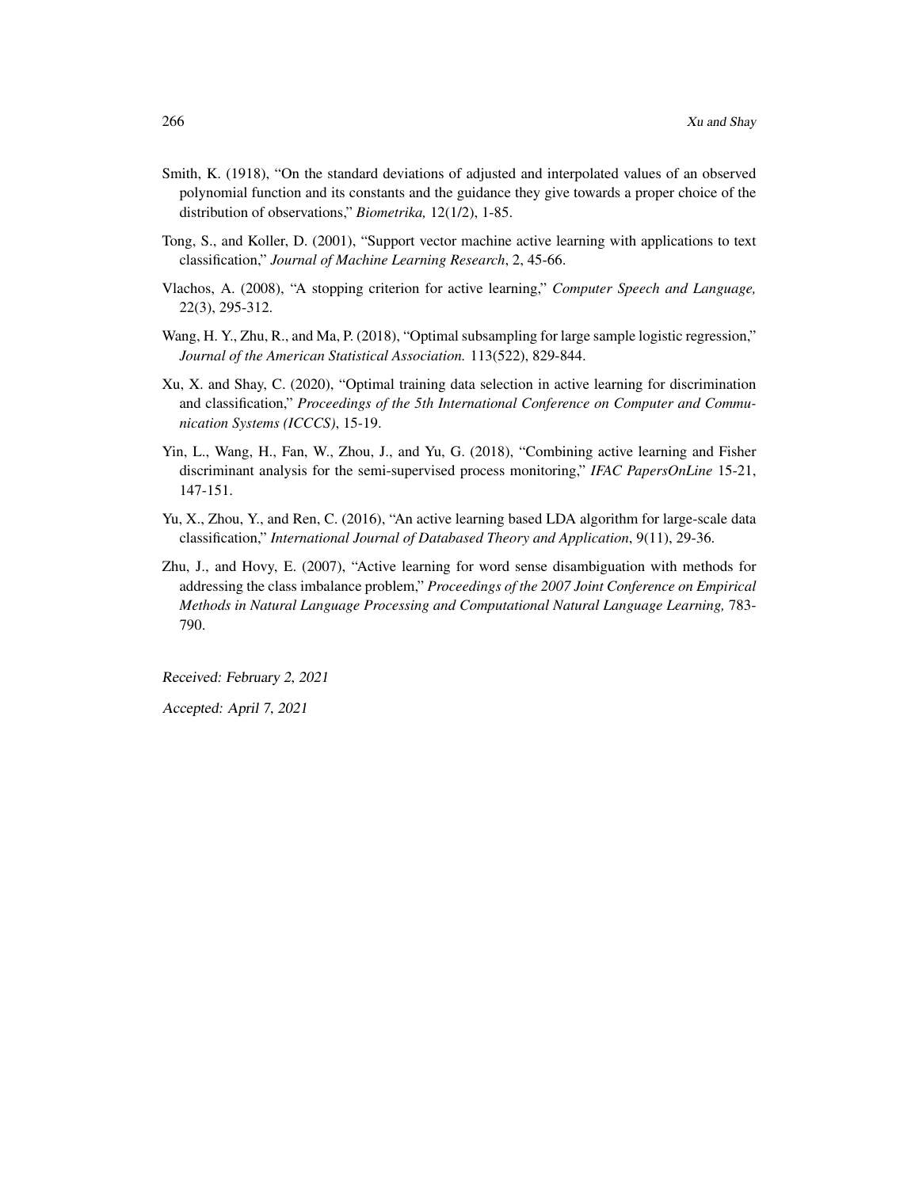Smith, K. (1918), "On the standard deviations of adjusted and interpolated values of an observed polynomial function and its constants and the guidance they give towards a proper choice of the distribution of observations," *Biometrika,* 12(1/2), 1-85.

Tong, S., and Koller, D. (2001), "Support vector machine active learning with applications to text classification," *Journal of Machine Learning Research*, 2, 45-66.

Vlachos, A. (2008), "A stopping criterion for active learning," *Computer Speech and Language,* 22(3), 295-312.

Wang, H. Y., Zhu, R., and Ma, P. (2018), "Optimal subsampling for large sample logistic regression," *Journal of the American Statistical Association.* 113(522), 829-844.

Xu, X. and Shay, C. (2020), "Optimal training data selection in active learning for discrimination and classification," *Proceedings of the 5th International Conference on Computer and Communication Systems (ICCCS)*, 15-19.

Yin, L., Wang, H., Fan, W., Zhou, J., and Yu, G. (2018), "Combining active learning and Fisher discriminant analysis for the semi-supervised process monitoring," *IFAC PapersOnLine* 15-21, 147-151.

Yu, X., Zhou, Y., and Ren, C. (2016), "An active learning based LDA algorithm for large-scale data classification," *International Journal of Databased Theory and Application*, 9(11), 29-36.

Zhu, J., and Hovy, E. (2007), "Active learning for word sense disambiguation with methods for addressing the class imbalance problem," *Proceedings of the 2007 Joint Conference on Empirical Methods in Natural Language Processing and Computational Natural Language Learning,* 783-790.

*Received: February 2, 2021*

*Accepted: April 7, 2021*